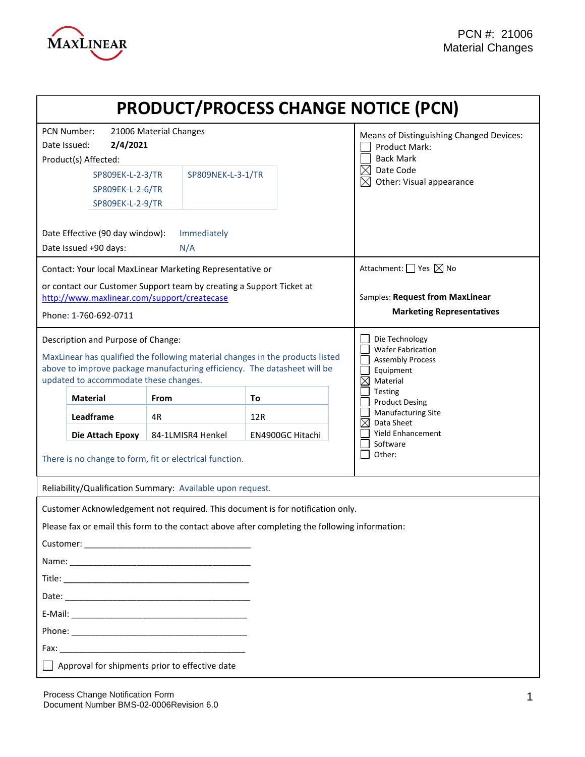PCN #: 21006
Material Changes

# PRODUCT/PROCESS CHANGE NOTICE (PCN)

PCN Number: 21006 Material Changes

Date Issued: **2/4/2021**

Product(s) Affected:

| | |
|---|---|
| SP809EK-L-2-3/TR | SP809NEK-L-3-1/TR |
| SP809EK-L-2-6/TR | |
| SP809EK-L-2-9/TR | |

Date Effective (90 day window): Immediately

Date Issued +90 days: N/A

Means of Distinguishing Changed Devices:

- ☐ Product Mark:
- ☐ Back Mark
- ☒ Date Code
- ☒ Other: Visual appearance

Contact: Your local MaxLinear Marketing Representative or

or contact our Customer Support team by creating a Support Ticket at http://www.maxlinear.com/support/createcase

Phone: 1-760-692-0711

Attachment: ☐ Yes ☒ No

Samples: **Request from MaxLinear Marketing Representatives**

Description and Purpose of Change:

MaxLinear has qualified the following material changes in the products listed above to improve package manufacturing efficiency. The datasheet will be updated to accommodate these changes.

| Material | From | To |
|---|---|---|
| **Leadframe** | 4R | 12R |
| **Die Attach Epoxy** | 84-1LMISR4 Henkel | EN4900GC Hitachi |

There is no change to form, fit or electrical function.

- ☐ Die Technology
- ☐ Wafer Fabrication
- ☐ Assembly Process
- ☐ Equipment
- ☒ Material
- ☐ Testing
- ☐ Product Desing
- ☐ Manufacturing Site
- ☒ Data Sheet
- ☐ Yield Enhancement
- ☐ Software
- ☐ Other:

Reliability/Qualification Summary: Available upon request.

Customer Acknowledgement not required. This document is for notification only.

Please fax or email this form to the contact above after completing the following information:

Customer: ___________________________________

Name: ______________________________________

Title: _______________________________________

Date: _______________________________________

E-Mail: _____________________________________

Phone: _____________________________________

Fax: _______________________________________

☐ Approval for shipments prior to effective date

Process Change Notification Form
Document Number BMS-02-0006Revision 6.0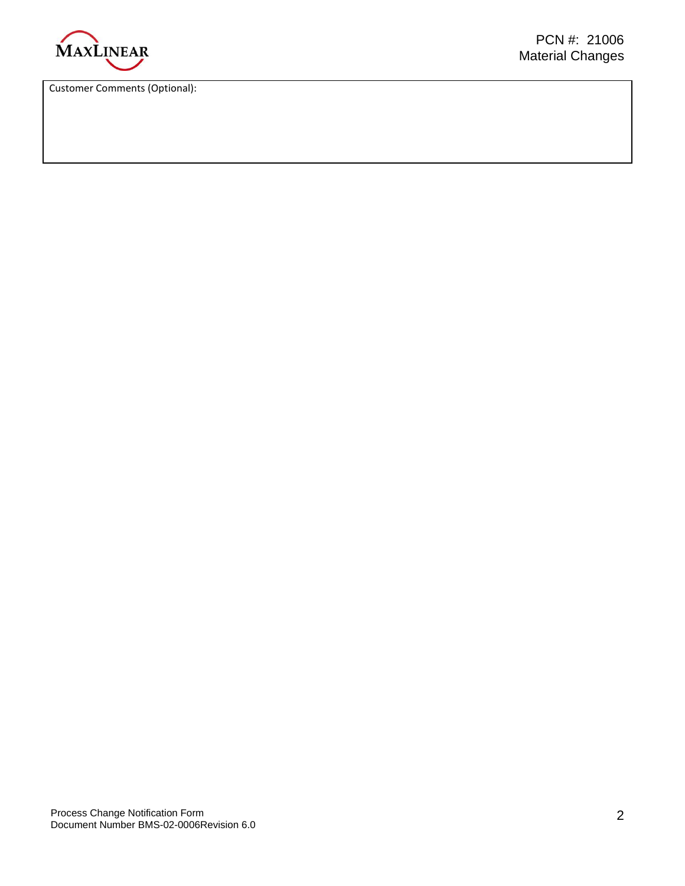Customer Comments (Optional):